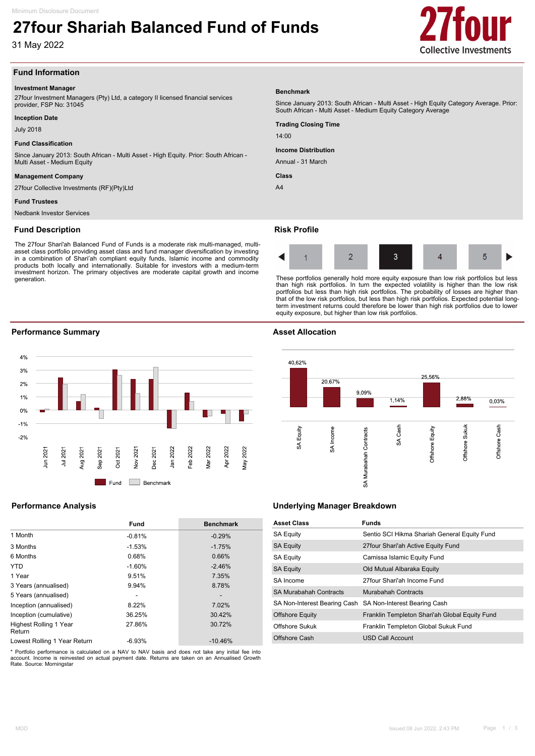# 27four Shariah Balanced Fund of Funds

31 May 2022

## Fund Information

**Investment Manager**

27four Investment Managers (Pty) Ltd, a category II licensed financial services provider, FSP No: 31045

**Inception Date**

July 2018

**Fund Classification**

Since January 2013: South African - Multi Asset - High Equity. Prior: South African - Multi Asset - Medium Equity

**Management Company**

27four Collective Investments (RF)(Pty)Ltd

**Fund Trustees**

Nedbank Investor Services

**Benchmark**

Since January 2013: South African - Multi Asset - High Equity Category Average. Prior: South African - Multi Asset - Medium Equity Category Average

**Trading Closing Time**

14:00

**Income Distribution**

Annual - 31 March

**Class**

A4

## Fund Description

The 27four Shari'ah Balanced Fund of Funds is a moderate risk multi-managed, multi-asset class portfolio providing asset class and fund manager diversification by investing in a combination of Shari'ah compliant equity funds, Islamic income and commodity products both locally and internationally. Suitable for investors with a medium-term investment horizon. The primary objectives are moderate capital growth and income generation.

## Risk Profile

1 | 2 | **3** | 4 | 5

These portfolios generally hold more equity exposure than low risk portfolios but less than high risk portfolios. In turn the expected volatility is higher than low risk portfolios but less than high risk portfolios. The probability of losses are higher than that of the low risk portfolios, but less than high risk portfolios. Expected potential long-term investment returns could therefore be lower than high risk portfolios due to lower equity exposure, but higher than low risk portfolios.

## Performance Summary

(Chart: monthly Fund vs Benchmark returns, Jun 2021 – May 2022)

## Asset Allocation

| Asset Class | Allocation |
|---|---|
| SA Equity | 40,62% |
| SA Income | 20,67% |
| SA Murabahah Contracts | 9,09% |
| SA Cash | 1,14% |
| Offshore Equity | 25,56% |
| Offshore Sukuk | 2,88% |
| Offshore Cash | 0,03% |

## Performance Analysis

| | Fund | Benchmark |
|---|---|---|
| 1 Month | -0.81% | -0.29% |
| 3 Months | -1.53% | -1.75% |
| 6 Months | 0.68% | 0.66% |
| YTD | -1.60% | -2.46% |
| 1 Year | 9.51% | 7.35% |
| 3 Years (annualised) | 9.94% | 8.78% |
| 5 Years (annualised) | - | - |
| Inception (annualised) | 8.22% | 7.02% |
| Inception (cumulative) | 36.25% | 30.42% |
| Highest Rolling 1 Year Return | 27.86% | 30.72% |
| Lowest Rolling 1 Year Return | -6.93% | -10.46% |

* Portfolio performance is calculated on a NAV to NAV basis and does not take any initial fee into account. Income is reinvested on actual payment date. Returns are taken on an Annualised Growth Rate. Source: Morningstar

## Underlying Manager Breakdown

| Asset Class | Funds |
|---|---|
| SA Equity | Sentio SCI Hikma Shariah General Equity Fund |
| SA Equity | 27four Shari'ah Active Equity Fund |
| SA Equity | Camissa Islamic Equity Fund |
| SA Equity | Old Mutual Albaraka Equity |
| SA Income | 27four Shari'ah Income Fund |
| SA Murabahah Contracts | Murabahah Contracts |
| SA Non-Interest Bearing Cash | SA Non-Interest Bearing Cash |
| Offshore Equity | Franklin Templeton Shari'ah Global Equity Fund |
| Offshore Sukuk | Franklin Templeton Global Sukuk Fund |
| Offshore Cash | USD Call Account |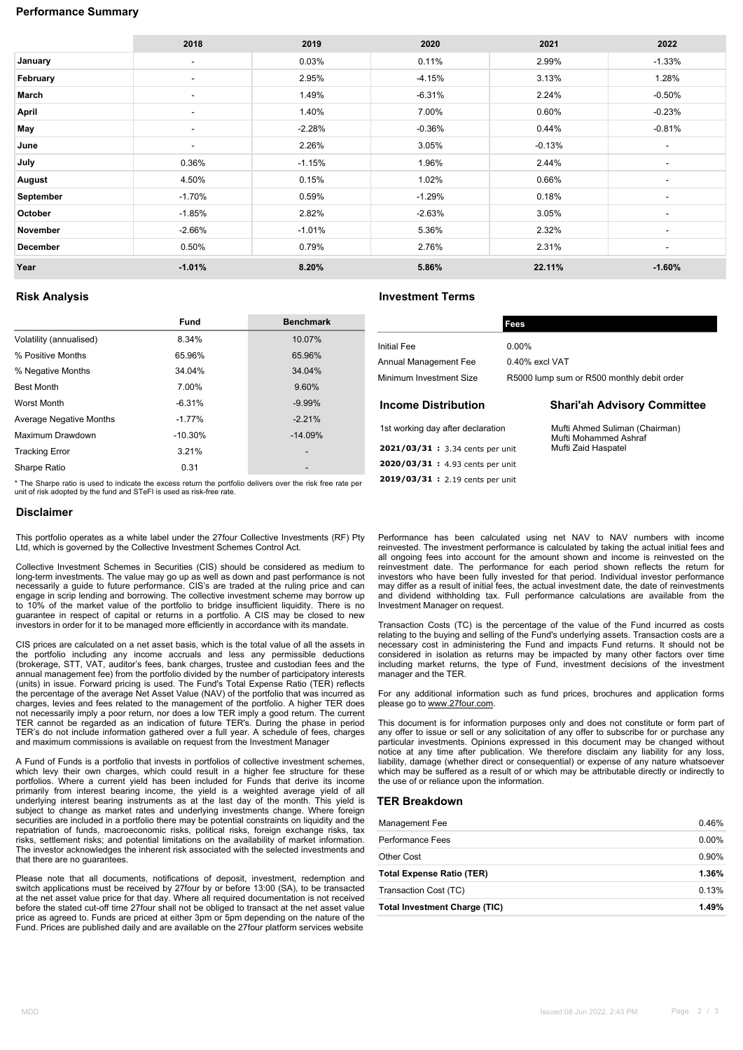## Performance Summary

| | 2018 | 2019 | 2020 | 2021 | 2022 |
|---|---|---|---|---|---|
| **January** | - | 0.03% | 0.11% | 2.99% | -1.33% |
| **February** | - | 2.95% | -4.15% | 3.13% | 1.28% |
| **March** | - | 1.49% | -6.31% | 2.24% | -0.50% |
| **April** | - | 1.40% | 7.00% | 0.60% | -0.23% |
| **May** | - | -2.28% | -0.36% | 0.44% | -0.81% |
| **June** | - | 2.26% | 3.05% | -0.13% | - |
| **July** | 0.36% | -1.15% | 1.96% | 2.44% | - |
| **August** | 4.50% | 0.15% | 1.02% | 0.66% | - |
| **September** | -1.70% | 0.59% | -1.29% | 0.18% | - |
| **October** | -1.85% | 2.82% | -2.63% | 3.05% | - |
| **November** | -2.66% | -1.01% | 5.36% | 2.32% | - |
| **December** | 0.50% | 0.79% | 2.76% | 2.31% | - |
| **Year** | **-1.01%** | **8.20%** | **5.86%** | **22.11%** | **-1.60%** |

## Risk Analysis

| | Fund | Benchmark |
|---|---|---|
| Volatility (annualised) | 8.34% | 10.07% |
| % Positive Months | 65.96% | 65.96% |
| % Negative Months | 34.04% | 34.04% |
| Best Month | 7.00% | 9.60% |
| Worst Month | -6.31% | -9.99% |
| Average Negative Months | -1.77% | -2.21% |
| Maximum Drawdown | -10.30% | -14.09% |
| Tracking Error | 3.21% | - |
| Sharpe Ratio | 0.31 | - |

* The Sharpe ratio is used to indicate the excess return the portfolio delivers over the risk free rate per unit of risk adopted by the fund and STeFI is used as risk-free rate.

## Investment Terms

| | Fees |
|---|---|
| Initial Fee | 0.00% |
| Annual Management Fee | 0.40% excl VAT |
| Minimum Investment Size | R5000 lump sum or R500 monthly debit order |

### Income Distribution

1st working day after declaration

**2021/03/31 :** 3.34 cents per unit

**2020/03/31 :** 4.93 cents per unit

**2019/03/31 :** 2.19 cents per unit

### Shari'ah Advisory Committee

Mufti Ahmed Suliman (Chairman)
Mufti Mohammed Ashraf
Mufti Zaid Haspatel

## Disclaimer

This portfolio operates as a white label under the 27four Collective Investments (RF) Pty Ltd, which is governed by the Collective Investment Schemes Control Act.

Collective Investment Schemes in Securities (CIS) should be considered as medium to long-term investments. The value may go up as well as down and past performance is not necessarily a guide to future performance. CIS's are traded at the ruling price and can engage in scrip lending and borrowing. The collective investment scheme may borrow up to 10% of the market value of the portfolio to bridge insufficient liquidity. There is no guarantee in respect of capital or returns in a portfolio. A CIS may be closed to new investors in order for it to be managed more efficiently in accordance with its mandate.

CIS prices are calculated on a net asset basis, which is the total value of all the assets in the portfolio including any income accruals and less any permissible deductions (brokerage, STT, VAT, auditor's fees, bank charges, trustee and custodian fees and the annual management fee) from the portfolio divided by the number of participatory interests (units) in issue. Forward pricing is used. The Fund's Total Expense Ratio (TER) reflects the percentage of the average Net Asset Value (NAV) of the portfolio that was incurred as charges, levies and fees related to the management of the portfolio. A higher TER does not necessarily imply a poor return, nor does a low TER imply a good return. The current TER cannot be regarded as an indication of future TER's. During the phase in period TER's do not include information gathered over a full year. A schedule of fees, charges and maximum commissions is available on request from the Investment Manager

A Fund of Funds is a portfolio that invests in portfolios of collective investment schemes, which levy their own charges, which could result in a higher fee structure for these portfolios. Where a current yield has been included for Funds that derive its income primarily from interest bearing income, the yield is a weighted average yield of all underlying interest bearing instruments as at the last day of the month. This yield is subject to change as market rates and underlying investments change. Where foreign securities are included in a portfolio there may be potential constraints on liquidity and the repatriation of funds, macroeconomic risks, political risks, foreign exchange risks, tax risks, settlement risks; and potential limitations on the availability of market information. The investor acknowledges the inherent risk associated with the selected investments and that there are no guarantees.

Please note that all documents, notifications of deposit, investment, redemption and switch applications must be received by 27four by or before 13:00 (SA), to be transacted at the net asset value price for that day. Where all required documentation is not received before the stated cut-off time 27four shall not be obliged to transact at the net asset value price as agreed to. Funds are priced at either 3pm or 5pm depending on the nature of the Fund. Prices are published daily and are available on the 27four platform services website

Performance has been calculated using net NAV to NAV numbers with income reinvested. The investment performance is calculated by taking the actual initial fees and all ongoing fees into account for the amount shown and income is reinvested on the reinvestment date. The performance for each period shown reflects the return for investors who have been fully invested for that period. Individual investor performance may differ as a result of initial fees, the actual investment date, the date of reinvestments and dividend withholding tax. Full performance calculations are available from the Investment Manager on request.

Transaction Costs (TC) is the percentage of the value of the Fund incurred as costs relating to the buying and selling of the Fund's underlying assets. Transaction costs are a necessary cost in administering the Fund and impacts Fund returns. It should not be considered in isolation as returns may be impacted by many other factors over time including market returns, the type of Fund, investment decisions of the investment manager and the TER.

For any additional information such as fund prices, brochures and application forms please go to www.27four.com.

This document is for information purposes only and does not constitute or form part of any offer to issue or sell or any solicitation of any offer to subscribe for or purchase any particular investments. Opinions expressed in this document may be changed without notice at any time after publication. We therefore disclaim any liability for any loss, liability, damage (whether direct or consequential) or expense of any nature whatsoever which may be suffered as a result of or which may be attributable directly or indirectly to the use of or reliance upon the information.

## TER Breakdown

| | |
|---|---|
| Management Fee | 0.46% |
| Performance Fees | 0.00% |
| Other Cost | 0.90% |
| **Total Expense Ratio (TER)** | **1.36%** |
| Transaction Cost (TC) | 0.13% |
| **Total Investment Charge (TIC)** | **1.49%** |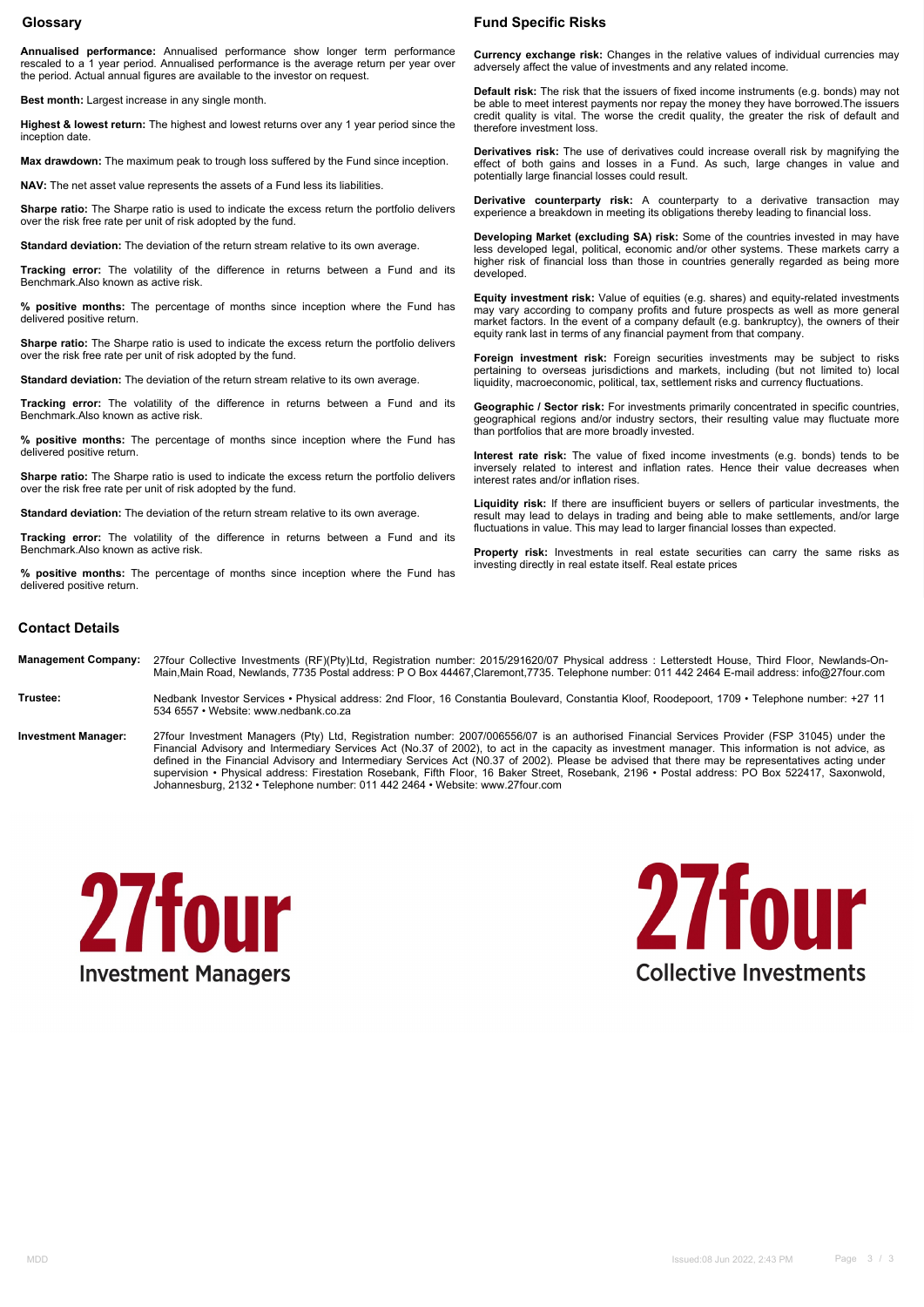## Glossary

**Annualised performance:** Annualised performance show longer term performance rescaled to a 1 year period. Annualised performance is the average return per year over the period. Actual annual figures are available to the investor on request.

**Best month:** Largest increase in any single month.

**Highest & lowest return:** The highest and lowest returns over any 1 year period since the inception date.

**Max drawdown:** The maximum peak to trough loss suffered by the Fund since inception.

**NAV:** The net asset value represents the assets of a Fund less its liabilities.

**Sharpe ratio:** The Sharpe ratio is used to indicate the excess return the portfolio delivers over the risk free rate per unit of risk adopted by the fund.

**Standard deviation:** The deviation of the return stream relative to its own average.

**Tracking error:** The volatility of the difference in returns between a Fund and its Benchmark.Also known as active risk.

**% positive months:** The percentage of months since inception where the Fund has delivered positive return.

**Sharpe ratio:** The Sharpe ratio is used to indicate the excess return the portfolio delivers over the risk free rate per unit of risk adopted by the fund.

**Standard deviation:** The deviation of the return stream relative to its own average.

**Tracking error:** The volatility of the difference in returns between a Fund and its Benchmark.Also known as active risk.

**% positive months:** The percentage of months since inception where the Fund has delivered positive return.

**Sharpe ratio:** The Sharpe ratio is used to indicate the excess return the portfolio delivers over the risk free rate per unit of risk adopted by the fund.

**Standard deviation:** The deviation of the return stream relative to its own average.

**Tracking error:** The volatility of the difference in returns between a Fund and its Benchmark.Also known as active risk.

**% positive months:** The percentage of months since inception where the Fund has delivered positive return.

## Fund Specific Risks

**Currency exchange risk:** Changes in the relative values of individual currencies may adversely affect the value of investments and any related income.

**Default risk:** The risk that the issuers of fixed income instruments (e.g. bonds) may not be able to meet interest payments nor repay the money they have borrowed.The issuers credit quality is vital. The worse the credit quality, the greater the risk of default and therefore investment loss.

**Derivatives risk:** The use of derivatives could increase overall risk by magnifying the effect of both gains and losses in a Fund. As such, large changes in value and potentially large financial losses could result.

**Derivative counterparty risk:** A counterparty to a derivative transaction may experience a breakdown in meeting its obligations thereby leading to financial loss.

**Developing Market (excluding SA) risk:** Some of the countries invested in may have less developed legal, political, economic and/or other systems. These markets carry a higher risk of financial loss than those in countries generally regarded as being more developed.

**Equity investment risk:** Value of equities (e.g. shares) and equity-related investments may vary according to company profits and future prospects as well as more general market factors. In the event of a company default (e.g. bankruptcy), the owners of their equity rank last in terms of any financial payment from that company.

**Foreign investment risk:** Foreign securities investments may be subject to risks pertaining to overseas jurisdictions and markets, including (but not limited to) local liquidity, macroeconomic, political, tax, settlement risks and currency fluctuations.

**Geographic / Sector risk:** For investments primarily concentrated in specific countries, geographical regions and/or industry sectors, their resulting value may fluctuate more than portfolios that are more broadly invested.

**Interest rate risk:** The value of fixed income investments (e.g. bonds) tends to be inversely related to interest and inflation rates. Hence their value decreases when interest rates and/or inflation rises.

**Liquidity risk:** If there are insufficient buyers or sellers of particular investments, the result may lead to delays in trading and being able to make settlements, and/or large fluctuations in value. This may lead to larger financial losses than expected.

**Property risk:** Investments in real estate securities can carry the same risks as investing directly in real estate itself. Real estate prices

## Contact Details

**Management Company:** 27four Collective Investments (RF)(Pty)Ltd, Registration number: 2015/291620/07 Physical address : Letterstedt House, Third Floor, Newlands-On-Main,Main Road, Newlands, 7735 Postal address: P O Box 44467,Claremont,7735. Telephone number: 011 442 2464 E-mail address: info@27four.com

**Trustee:** Nedbank Investor Services • Physical address: 2nd Floor, 16 Constantia Boulevard, Constantia Kloof, Roodepoort, 1709 • Telephone number: +27 11 534 6557 • Website: www.nedbank.co.za

**Investment Manager:** 27four Investment Managers (Pty) Ltd, Registration number: 2007/006556/07 is an authorised Financial Services Provider (FSP 31045) under the Financial Advisory and Intermediary Services Act (No.37 of 2002), to act in the capacity as investment manager. This information is not advice, as defined in the Financial Advisory and Intermediary Services Act (N0.37 of 2002). Please be advised that there may be representatives acting under supervision • Physical address: Firestation Rosebank, Fifth Floor, 16 Baker Street, Rosebank, 2196 • Postal address: PO Box 522417, Saxonwold, Johannesburg, 2132 • Telephone number: 011 442 2464 • Website: www.27four.com

27four Investment Managers

27four Collective Investments

MDD

Issued:08 Jun 2022, 2:43 PM